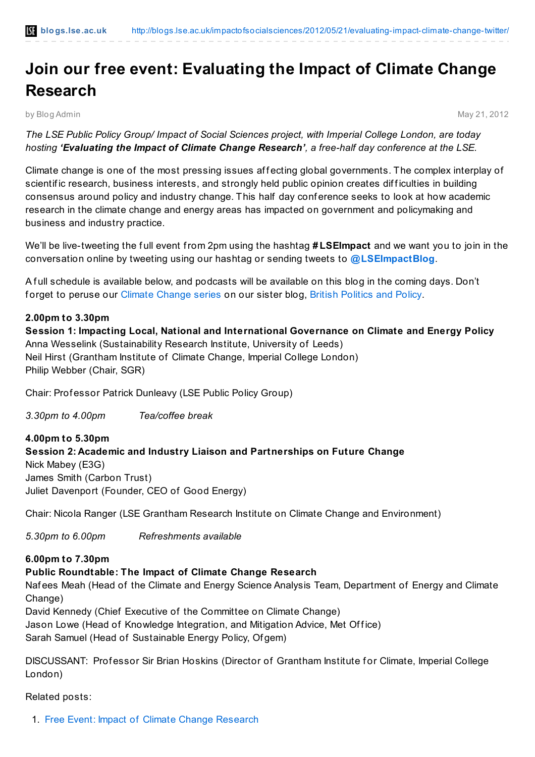# Join our free event: Evaluating the Impact of Climate Change Research

by Blog Admin

May 21, 2012

*The LSE Public Policy Group/ Impact of Social Sciences project, with Imperial College London, are today hosting **'Evaluating the Impact of Climate Change Research'**, a free-half day conference at the LSE.*

Climate change is one of the most pressing issues affecting global governments. The complex interplay of scientific research, business interests, and strongly held public opinion creates difficulties in building consensus around policy and industry change. This half day conference seeks to look at how academic research in the climate change and energy areas has impacted on government and policymaking and business and industry practice.

We'll be live-tweeting the full event from 2pm using the hashtag **#LSEImpact** and we want you to join in the conversation online by tweeting using our hashtag or sending tweets to **@LSEImpactBlog**.

A full schedule is available below, and podcasts will be available on this blog in the coming days. Don't forget to peruse our Climate Change series on our sister blog, British Politics and Policy.

**2.00pm to 3.30pm**
**Session 1: Impacting Local, National and International Governance on Climate and Energy Policy**
Anna Wesselink (Sustainability Research Institute, University of Leeds)
Neil Hirst (Grantham Institute of Climate Change, Imperial College London)
Philip Webber (Chair, SGR)

Chair: Professor Patrick Dunleavy (LSE Public Policy Group)

*3.30pm to 4.00pm Tea/coffee break*

**4.00pm to 5.30pm**
**Session 2: Academic and Industry Liaison and Partnerships on Future Change**
Nick Mabey (E3G)
James Smith (Carbon Trust)
Juliet Davenport (Founder, CEO of Good Energy)

Chair: Nicola Ranger (LSE Grantham Research Institute on Climate Change and Environment)

*5.30pm to 6.00pm Refreshments available*

**6.00pm to 7.30pm**
**Public Roundtable: The Impact of Climate Change Research**
Nafees Meah (Head of the Climate and Energy Science Analysis Team, Department of Energy and Climate Change)
David Kennedy (Chief Executive of the Committee on Climate Change)
Jason Lowe (Head of Knowledge Integration, and Mitigation Advice, Met Office)
Sarah Samuel (Head of Sustainable Energy Policy, Ofgem)

DISCUSSANT: Professor Sir Brian Hoskins (Director of Grantham Institute for Climate, Imperial College London)

Related posts:

1. Free Event: Impact of Climate Change Research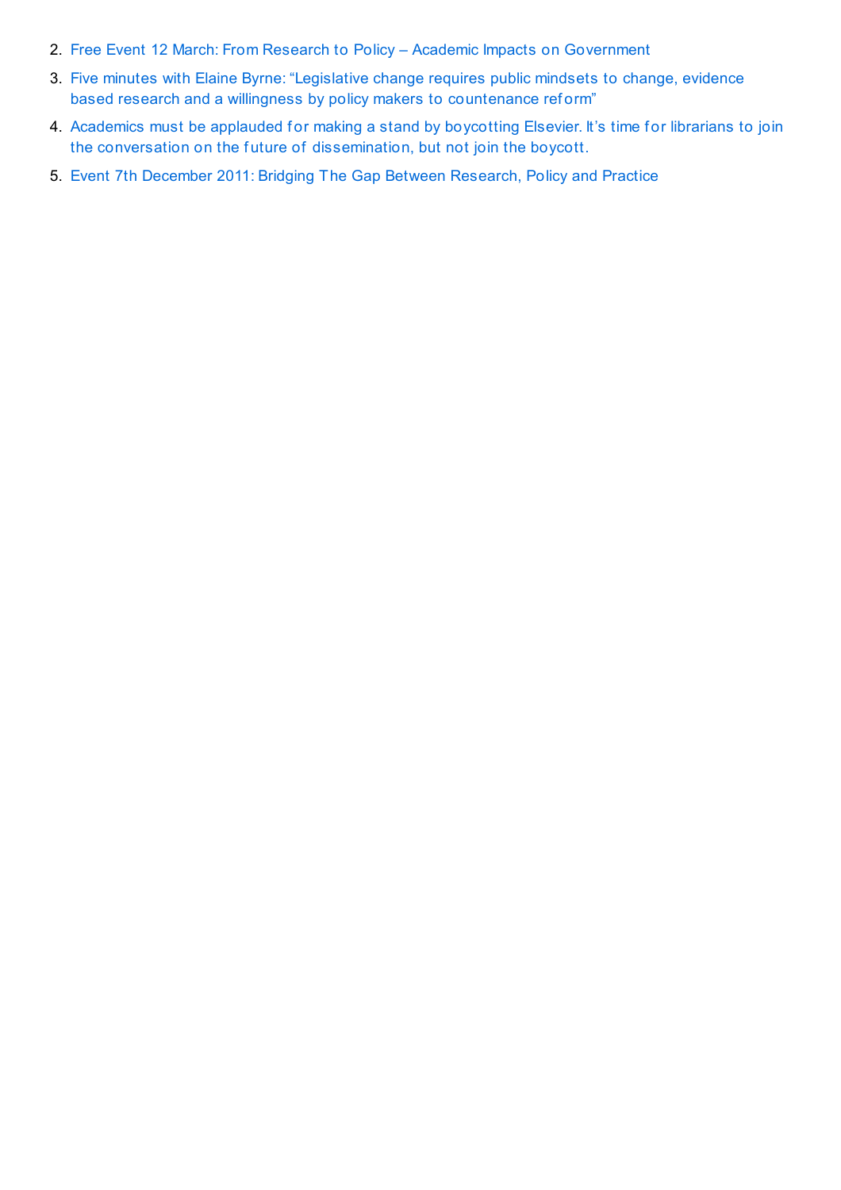2. Free Event 12 March: From Research to Policy – Academic Impacts on Government
3. Five minutes with Elaine Byrne: “Legislative change requires public mindsets to change, evidence based research and a willingness by policy makers to countenance reform”
4. Academics must be applauded for making a stand by boycotting Elsevier. It’s time for librarians to join the conversation on the future of dissemination, but not join the boycott.
5. Event 7th December 2011: Bridging The Gap Between Research, Policy and Practice